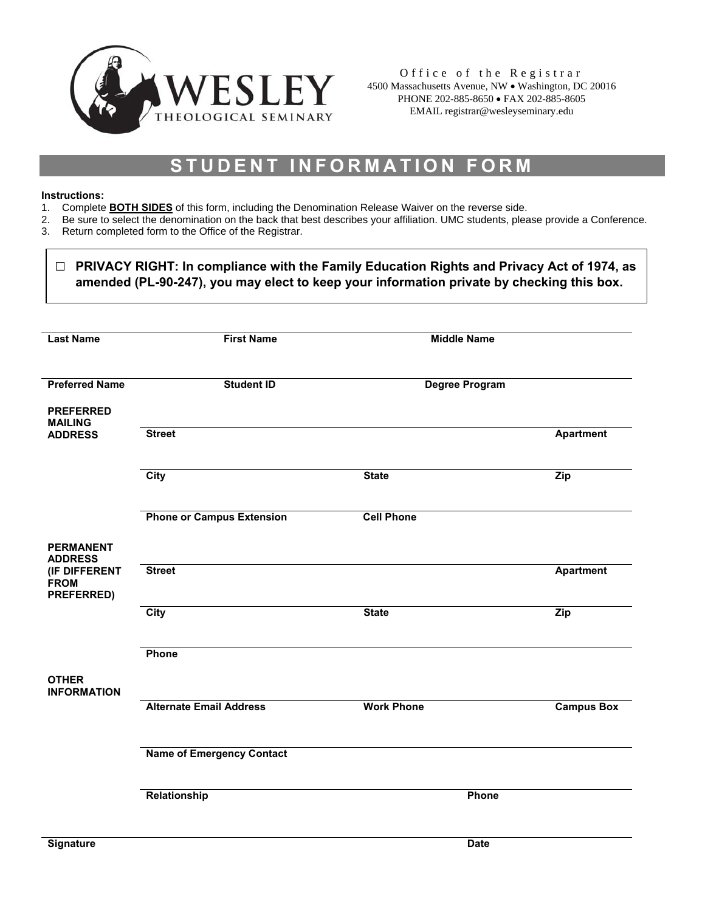Wesley Theological Seminary

Office of the Registrar
4500 Massachusetts Avenue, NW • Washington, DC 20016
PHONE 202-885-8650 • FAX 202-885-8605
EMAIL registrar@wesleyseminary.edu

# STUDENT INFORMATION FORM

**Instructions:**

1. Complete **BOTH SIDES** of this form, including the Denomination Release Waiver on the reverse side.
2. Be sure to select the denomination on the back that best describes your affiliation. UMC students, please provide a Conference.
3. Return completed form to the Office of the Registrar.

☐ **PRIVACY RIGHT: In compliance with the Family Education Rights and Privacy Act of 1974, as amended (PL-90-247), you may elect to keep your information private by checking this box.**

| **Last Name** | **First Name** | **Middle Name** |
|---|---|---|
| **Preferred Name** | **Student ID** | **Degree Program** |

**PREFERRED MAILING ADDRESS**

| **Street** | | **Apartment** |
|---|---|---|
| **City** | **State** | **Zip** |
| **Phone or Campus Extension** | **Cell Phone** | |

**PERMANENT ADDRESS (IF DIFFERENT FROM PREFERRED)**

| **Street** | | **Apartment** |
|---|---|---|
| **City** | **State** | **Zip** |
| **Phone** | | |

**OTHER INFORMATION**

| **Alternate Email Address** | **Work Phone** | **Campus Box** |
|---|---|---|
| **Name of Emergency Contact** | | |
| **Relationship** | **Phone** | |

| **Signature** | **Date** |
|---|---|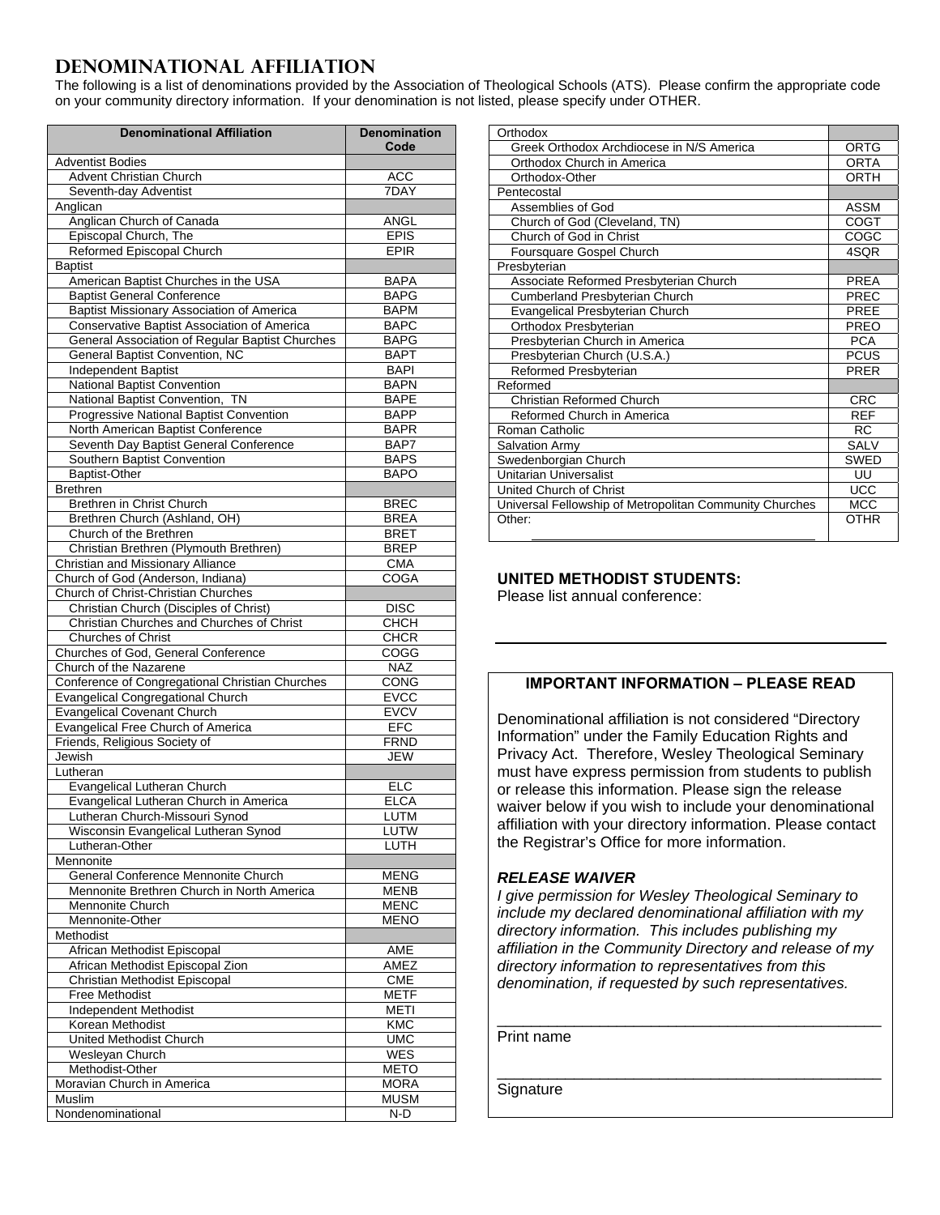## DENOMINATIONAL AFFILIATION

The following is a list of denominations provided by the Association of Theological Schools (ATS). Please confirm the appropriate code on your community directory information. If your denomination is not listed, please specify under OTHER.

| Denominational Affiliation | Denomination Code |
|---|---|
| Adventist Bodies | |
| Advent Christian Church | ACC |
| Seventh-day Adventist | 7DAY |
| Anglican | |
| Anglican Church of Canada | ANGL |
| Episcopal Church, The | EPIS |
| Reformed Episcopal Church | EPIR |
| Baptist | |
| American Baptist Churches in the USA | BAPA |
| Baptist General Conference | BAPG |
| Baptist Missionary Association of America | BAPM |
| Conservative Baptist Association of America | BAPC |
| General Association of Regular Baptist Churches | BAPG |
| General Baptist Convention, NC | BAPT |
| Independent Baptist | BAPI |
| National Baptist Convention | BAPN |
| National Baptist Convention, TN | BAPE |
| Progressive National Baptist Convention | BAPP |
| North American Baptist Conference | BAPR |
| Seventh Day Baptist General Conference | BAP7 |
| Southern Baptist Convention | BAPS |
| Baptist-Other | BAPO |
| Brethren | |
| Brethren in Christ Church | BREC |
| Brethren Church (Ashland, OH) | BREA |
| Church of the Brethren | BRET |
| Christian Brethren (Plymouth Brethren) | BREP |
| Christian and Missionary Alliance | CMA |
| Church of God (Anderson, Indiana) | COGA |
| Church of Christ-Christian Churches | |
| Christian Church (Disciples of Christ) | DISC |
| Christian Churches and Churches of Christ | CHCH |
| Churches of Christ | CHCR |
| Churches of God, General Conference | COGG |
| Church of the Nazarene | NAZ |
| Conference of Congregational Christian Churches | CONG |
| Evangelical Congregational Church | EVCC |
| Evangelical Covenant Church | EVCV |
| Evangelical Free Church of America | EFC |
| Friends, Religious Society of | FRND |
| Jewish | JEW |
| Lutheran | |
| Evangelical Lutheran Church | ELC |
| Evangelical Lutheran Church in America | ELCA |
| Lutheran Church-Missouri Synod | LUTM |
| Wisconsin Evangelical Lutheran Synod | LUTW |
| Lutheran-Other | LUTH |
| Mennonite | |
| General Conference Mennonite Church | MENG |
| Mennonite Brethren Church in North America | MENB |
| Mennonite Church | MENC |
| Mennonite-Other | MENO |
| Methodist | |
| African Methodist Episcopal | AME |
| African Methodist Episcopal Zion | AMEZ |
| Christian Methodist Episcopal | CME |
| Free Methodist | METF |
| Independent Methodist | METI |
| Korean Methodist | KMC |
| United Methodist Church | UMC |
| Wesleyan Church | WES |
| Methodist-Other | METO |
| Moravian Church in America | MORA |
| Muslim | MUSM |
| Nondenominational | N-D |
| Orthodox | |
| Greek Orthodox Archdiocese in N/S America | ORTG |
| Orthodox Church in America | ORTA |
| Orthodox-Other | ORTH |
| Pentecostal | |
| Assemblies of God | ASSM |
| Church of God (Cleveland, TN) | COGT |
| Church of God in Christ | COGC |
| Foursquare Gospel Church | 4SQR |
| Presbyterian | |
| Associate Reformed Presbyterian Church | PREA |
| Cumberland Presbyterian Church | PREC |
| Evangelical Presbyterian Church | PREE |
| Orthodox Presbyterian | PREO |
| Presbyterian Church in America | PCA |
| Presbyterian Church (U.S.A.) | PCUS |
| Reformed Presbyterian | PRER |
| Reformed | |
| Christian Reformed Church | CRC |
| Reformed Church in America | REF |
| Roman Catholic | RC |
| Salvation Army | SALV |
| Swedenborgian Church | SWED |
| Unitarian Universalist | UU |
| United Church of Christ | UCC |
| Universal Fellowship of Metropolitan Community Churches | MCC |
| Other: ______________________________ | OTHR |

**UNITED METHODIST STUDENTS:**
Please list annual conference:

______________________________

**IMPORTANT INFORMATION – PLEASE READ**

Denominational affiliation is not considered "Directory Information" under the Family Education Rights and Privacy Act. Therefore, Wesley Theological Seminary must have express permission from students to publish or release this information. Please sign the release waiver below if you wish to include your denominational affiliation with your directory information. Please contact the Registrar's Office for more information.

***RELEASE WAIVER***

*I give permission for Wesley Theological Seminary to include my declared denominational affiliation with my directory information. This includes publishing my affiliation in the Community Directory and release of my directory information to representatives from this denomination, if requested by such representatives.*

______________________________
Print name

______________________________
Signature